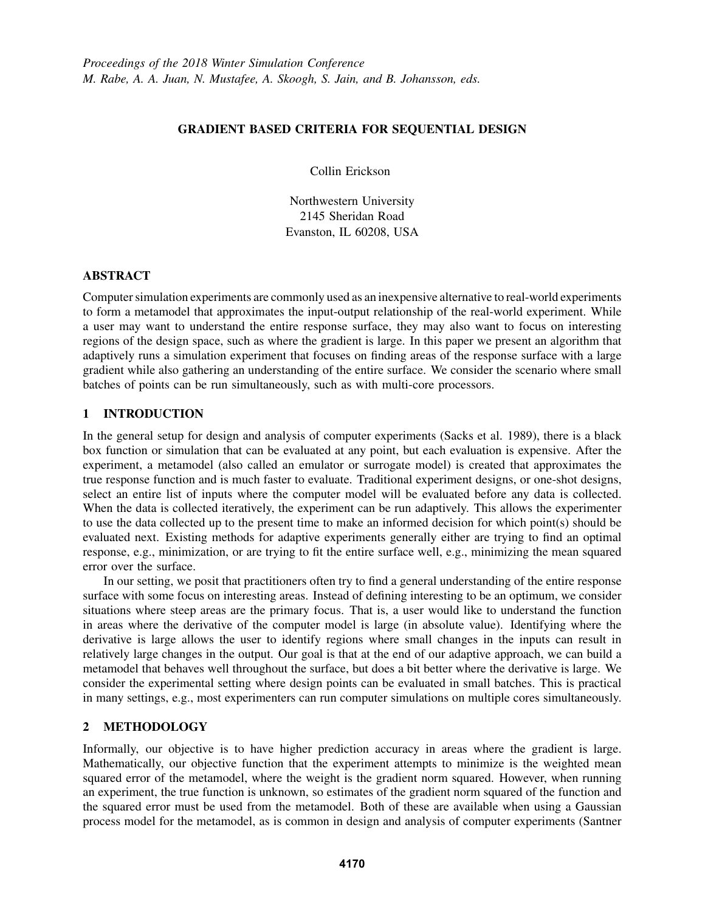*Proceedings of the 2018 Winter Simulation Conference*
*M. Rabe, A. A. Juan, N. Mustafee, A. Skoogh, S. Jain, and B. Johansson, eds.*

# GRADIENT BASED CRITERIA FOR SEQUENTIAL DESIGN

Collin Erickson

Northwestern University
2145 Sheridan Road
Evanston, IL 60208, USA

## ABSTRACT

Computer simulation experiments are commonly used as an inexpensive alternative to real-world experiments to form a metamodel that approximates the input-output relationship of the real-world experiment. While a user may want to understand the entire response surface, they may also want to focus on interesting regions of the design space, such as where the gradient is large. In this paper we present an algorithm that adaptively runs a simulation experiment that focuses on finding areas of the response surface with a large gradient while also gathering an understanding of the entire surface. We consider the scenario where small batches of points can be run simultaneously, such as with multi-core processors.

## 1 INTRODUCTION

In the general setup for design and analysis of computer experiments (Sacks et al. 1989), there is a black box function or simulation that can be evaluated at any point, but each evaluation is expensive. After the experiment, a metamodel (also called an emulator or surrogate model) is created that approximates the true response function and is much faster to evaluate. Traditional experiment designs, or one-shot designs, select an entire list of inputs where the computer model will be evaluated before any data is collected. When the data is collected iteratively, the experiment can be run adaptively. This allows the experimenter to use the data collected up to the present time to make an informed decision for which point(s) should be evaluated next. Existing methods for adaptive experiments generally either are trying to find an optimal response, e.g., minimization, or are trying to fit the entire surface well, e.g., minimizing the mean squared error over the surface.

In our setting, we posit that practitioners often try to find a general understanding of the entire response surface with some focus on interesting areas. Instead of defining interesting to be an optimum, we consider situations where steep areas are the primary focus. That is, a user would like to understand the function in areas where the derivative of the computer model is large (in absolute value). Identifying where the derivative is large allows the user to identify regions where small changes in the inputs can result in relatively large changes in the output. Our goal is that at the end of our adaptive approach, we can build a metamodel that behaves well throughout the surface, but does a bit better where the derivative is large. We consider the experimental setting where design points can be evaluated in small batches. This is practical in many settings, e.g., most experimenters can run computer simulations on multiple cores simultaneously.

## 2 METHODOLOGY

Informally, our objective is to have higher prediction accuracy in areas where the gradient is large. Mathematically, our objective function that the experiment attempts to minimize is the weighted mean squared error of the metamodel, where the weight is the gradient norm squared. However, when running an experiment, the true function is unknown, so estimates of the gradient norm squared of the function and the squared error must be used from the metamodel. Both of these are available when using a Gaussian process model for the metamodel, as is common in design and analysis of computer experiments (Santner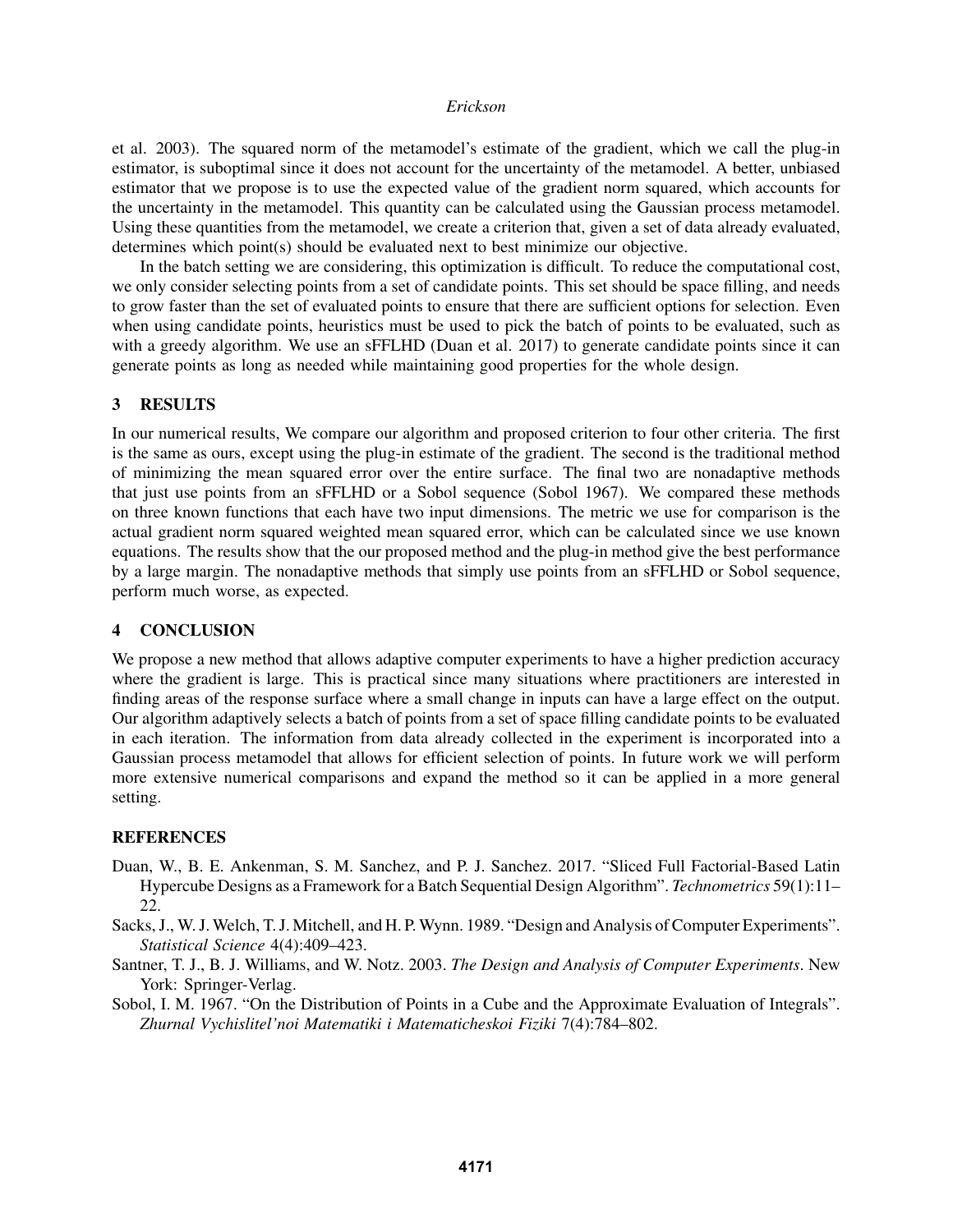et al. 2003). The squared norm of the metamodel's estimate of the gradient, which we call the plug-in estimator, is suboptimal since it does not account for the uncertainty of the metamodel. A better, unbiased estimator that we propose is to use the expected value of the gradient norm squared, which accounts for the uncertainty in the metamodel. This quantity can be calculated using the Gaussian process metamodel. Using these quantities from the metamodel, we create a criterion that, given a set of data already evaluated, determines which point(s) should be evaluated next to best minimize our objective.

In the batch setting we are considering, this optimization is difficult. To reduce the computational cost, we only consider selecting points from a set of candidate points. This set should be space filling, and needs to grow faster than the set of evaluated points to ensure that there are sufficient options for selection. Even when using candidate points, heuristics must be used to pick the batch of points to be evaluated, such as with a greedy algorithm. We use an sFFLHD (Duan et al. 2017) to generate candidate points since it can generate points as long as needed while maintaining good properties for the whole design.

## 3 RESULTS

In our numerical results, We compare our algorithm and proposed criterion to four other criteria. The first is the same as ours, except using the plug-in estimate of the gradient. The second is the traditional method of minimizing the mean squared error over the entire surface. The final two are nonadaptive methods that just use points from an sFFLHD or a Sobol sequence (Sobol 1967). We compared these methods on three known functions that each have two input dimensions. The metric we use for comparison is the actual gradient norm squared weighted mean squared error, which can be calculated since we use known equations. The results show that the our proposed method and the plug-in method give the best performance by a large margin. The nonadaptive methods that simply use points from an sFFLHD or Sobol sequence, perform much worse, as expected.

## 4 CONCLUSION

We propose a new method that allows adaptive computer experiments to have a higher prediction accuracy where the gradient is large. This is practical since many situations where practitioners are interested in finding areas of the response surface where a small change in inputs can have a large effect on the output. Our algorithm adaptively selects a batch of points from a set of space filling candidate points to be evaluated in each iteration. The information from data already collected in the experiment is incorporated into a Gaussian process metamodel that allows for efficient selection of points. In future work we will perform more extensive numerical comparisons and expand the method so it can be applied in a more general setting.

## REFERENCES

Duan, W., B. E. Ankenman, S. M. Sanchez, and P. J. Sanchez. 2017. "Sliced Full Factorial-Based Latin Hypercube Designs as a Framework for a Batch Sequential Design Algorithm". *Technometrics* 59(1):11–22.

Sacks, J., W. J. Welch, T. J. Mitchell, and H. P. Wynn. 1989. "Design and Analysis of Computer Experiments". *Statistical Science* 4(4):409–423.

Santner, T. J., B. J. Williams, and W. Notz. 2003. *The Design and Analysis of Computer Experiments*. New York: Springer-Verlag.

Sobol, I. M. 1967. "On the Distribution of Points in a Cube and the Approximate Evaluation of Integrals". *Zhurnal Vychislitel'noi Matematiki i Matematicheskoi Fiziki* 7(4):784–802.